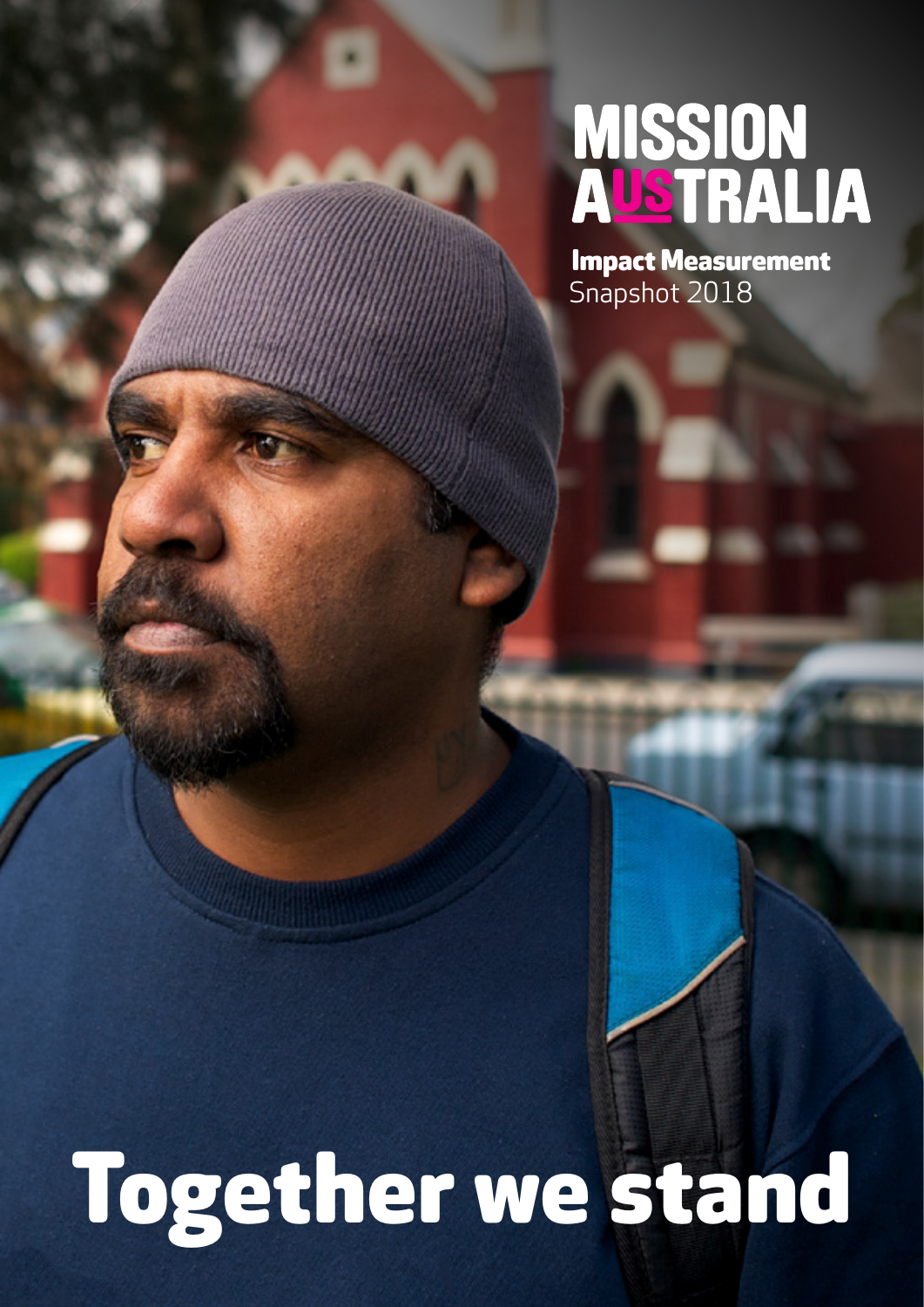MISSION AUSTRALIA

**Impact Measurement**
Snapshot 2018

# Together we stand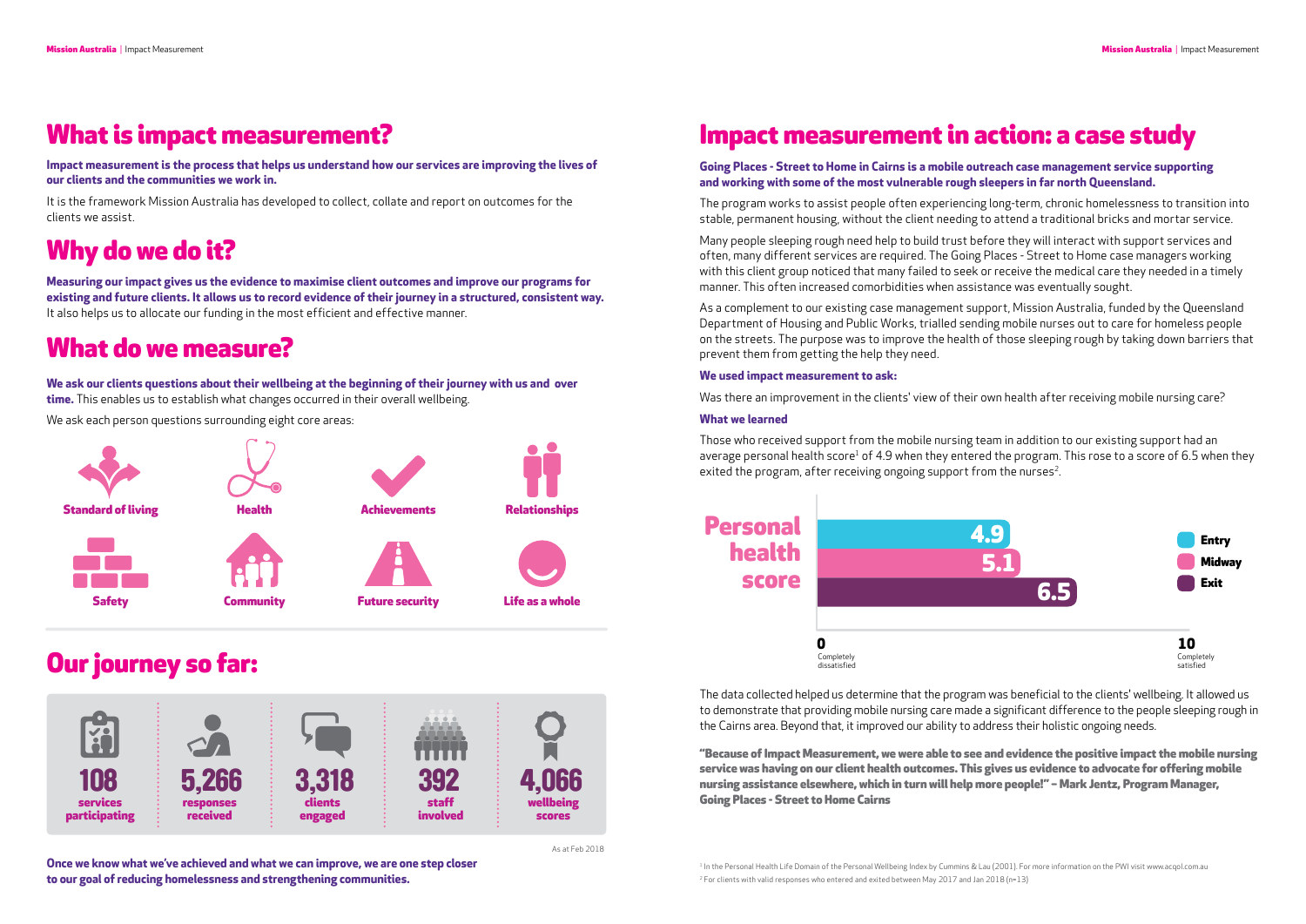# What is impact measurement?

**Impact measurement is the process that helps us understand how our services are improving the lives of our clients and the communities we work in.**

It is the framework Mission Australia has developed to collect, collate and report on outcomes for the clients we assist.

# Why do we do it?

**Measuring our impact gives us the evidence to maximise client outcomes and improve our programs for existing and future clients. It allows us to record evidence of their journey in a structured, consistent way.** It also helps us to allocate our funding in the most efficient and effective manner.

# What do we measure?

**We ask our clients questions about their wellbeing at the beginning of their journey with us and over time.** This enables us to establish what changes occurred in their overall wellbeing.

We ask each person questions surrounding eight core areas:

- Standard of living
- Health
- Achievements
- Relationships
- Safety
- Community
- Future security
- Life as a whole

# Our journey so far:

- **108** services participating
- **5,266** responses received
- **3,318** clients engaged
- **392** staff involved
- **4,066** wellbeing scores

As at Feb 2018

**Once we know what we've achieved and what we can improve, we are one step closer to our goal of reducing homelessness and strengthening communities.**

# Impact measurement in action: a case study

**Going Places - Street to Home in Cairns is a mobile outreach case management service supporting and working with some of the most vulnerable rough sleepers in far north Queensland.**

The program works to assist people often experiencing long-term, chronic homelessness to transition into stable, permanent housing, without the client needing to attend a traditional bricks and mortar service.

Many people sleeping rough need help to build trust before they will interact with support services and often, many different services are required. The Going Places - Street to Home case managers working with this client group noticed that many failed to seek or receive the medical care they needed in a timely manner. This often increased comorbidities when assistance was eventually sought.

As a complement to our existing case management support, Mission Australia, funded by the Queensland Department of Housing and Public Works, trialled sending mobile nurses out to care for homeless people on the streets. The purpose was to improve the health of those sleeping rough by taking down barriers that prevent them from getting the help they need.

**We used impact measurement to ask:**

Was there an improvement in the clients' view of their own health after receiving mobile nursing care?

**What we learned**

Those who received support from the mobile nursing team in addition to our existing support had an average personal health score[1] of 4.9 when they entered the program. This rose to a score of 6.5 when they exited the program, after receiving ongoing support from the nurses[2].

**Personal health score** (0 = Completely dissatisfied, 10 = Completely satisfied)

| Stage | Score |
|---|---|
| Entry | 4.9 |
| Midway | 5.1 |
| Exit | 6.5 |

The data collected helped us determine that the program was beneficial to the clients' wellbeing. It allowed us to demonstrate that providing mobile nursing care made a significant difference to the people sleeping rough in the Cairns area. Beyond that, it improved our ability to address their holistic ongoing needs.

**"Because of Impact Measurement, we were able to see and evidence the positive impact the mobile nursing service was having on our client health outcomes. This gives us evidence to advocate for offering mobile nursing assistance elsewhere, which in turn will help more people!" – Mark Jentz, Program Manager, Going Places - Street to Home Cairns**

[1] In the Personal Health Life Domain of the Personal Wellbeing Index by Cummins & Lau (2001). For more information on the PWI visit www.acqol.com.au

[2] For clients with valid responses who entered and exited between May 2017 and Jan 2018 (n=13)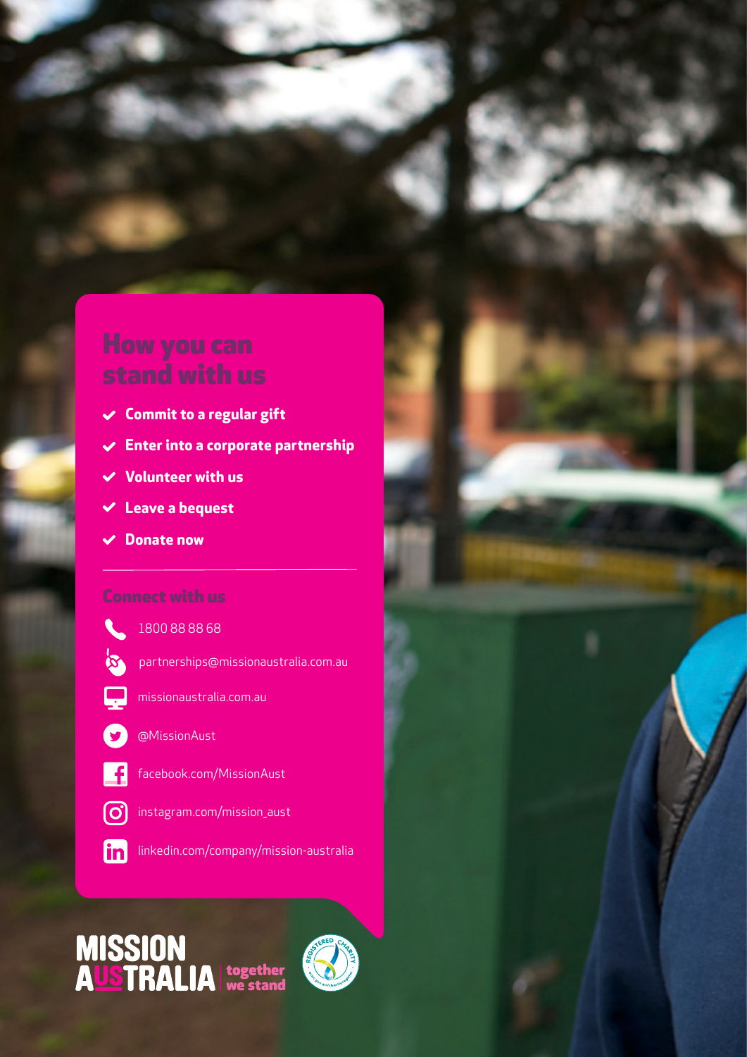## How you can stand with us

- Commit to a regular gift
- Enter into a corporate partnership
- Volunteer with us
- Leave a bequest
- Donate now

### Connect with us

1800 88 88 68

partnerships@missionaustralia.com.au

missionaustralia.com.au

@MissionAust

facebook.com/MissionAust

instagram.com/mission_aust

linkedin.com/company/mission-australia

MISSION AUSTRALIA together we stand